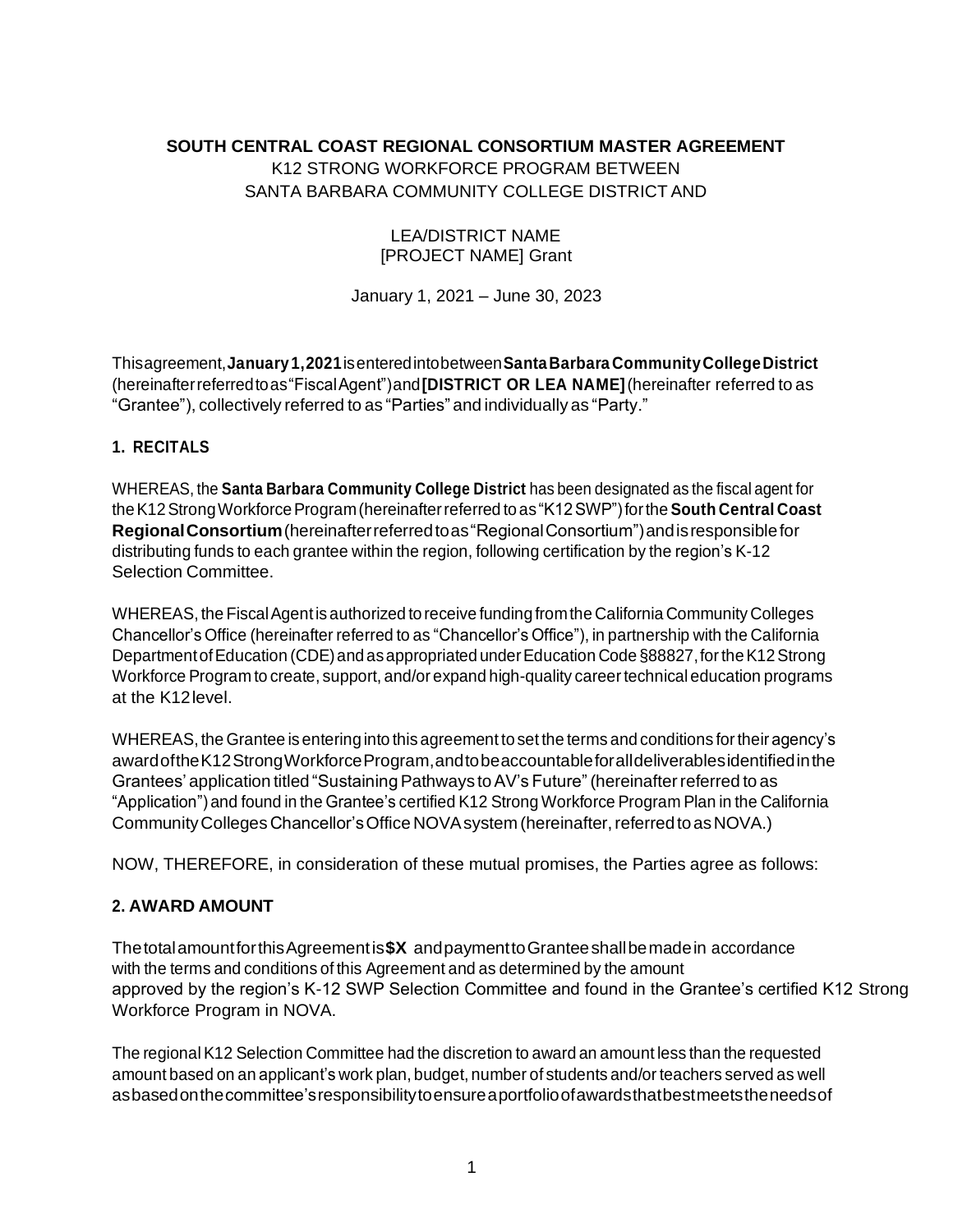**SOUTH CENTRAL COAST REGIONAL CONSORTIUM MASTER AGREEMENT**
K12 STRONG WORKFORCE PROGRAM BETWEEN
SANTA BARBARA COMMUNITY COLLEGE DISTRICT AND

LEA/DISTRICT NAME
[PROJECT NAME] Grant

January 1, 2021 – June 30, 2023

This agreement, **January 1, 2021** is entered into between **Santa Barbara Community College District** (hereinafter referred to as "Fiscal Agent") and **[DISTRICT OR LEA NAME]** (hereinafter referred to as "Grantee"), collectively referred to as "Parties" and individually as "Party."

## 1. RECITALS

WHEREAS, the **Santa Barbara Community College District** has been designated as the fiscal agent for the K12 Strong Workforce Program (hereinafter referred to as "K12 SWP") for the **South Central Coast Regional Consortium** (hereinafter referred to as "Regional Consortium") and is responsible for distributing funds to each grantee within the region, following certification by the region's K-12 Selection Committee.

WHEREAS, the Fiscal Agent is authorized to receive funding from the California Community Colleges Chancellor's Office (hereinafter referred to as "Chancellor's Office"), in partnership with the California Department of Education (CDE) and as appropriated under Education Code §88827, for the K12 Strong Workforce Program to create, support, and/or expand high-quality career technical education programs at the K12 level.

WHEREAS, the Grantee is entering into this agreement to set the terms and conditions for their agency's award of the K12 Strong Workforce Program, and to be accountable for all deliverables identified in the Grantees' application titled "Sustaining Pathways to AV's Future" (hereinafter referred to as "Application") and found in the Grantee's certified K12 Strong Workforce Program Plan in the California Community Colleges Chancellor's Office NOVA system (hereinafter, referred to as NOVA.)

NOW, THEREFORE, in consideration of these mutual promises, the Parties agree as follows:

## 2. AWARD AMOUNT

The total amount for this Agreement is **$X** and payment to Grantee shall be made in accordance with the terms and conditions of this Agreement and as determined by the amount approved by the region's K-12 SWP Selection Committee and found in the Grantee's certified K12 Strong Workforce Program in NOVA.

The regional K12 Selection Committee had the discretion to award an amount less than the requested amount based on an applicant's work plan, budget, number of students and/or teachers served as well as based on the committee's responsibility to ensure a portfolio of awards that best meets the needs of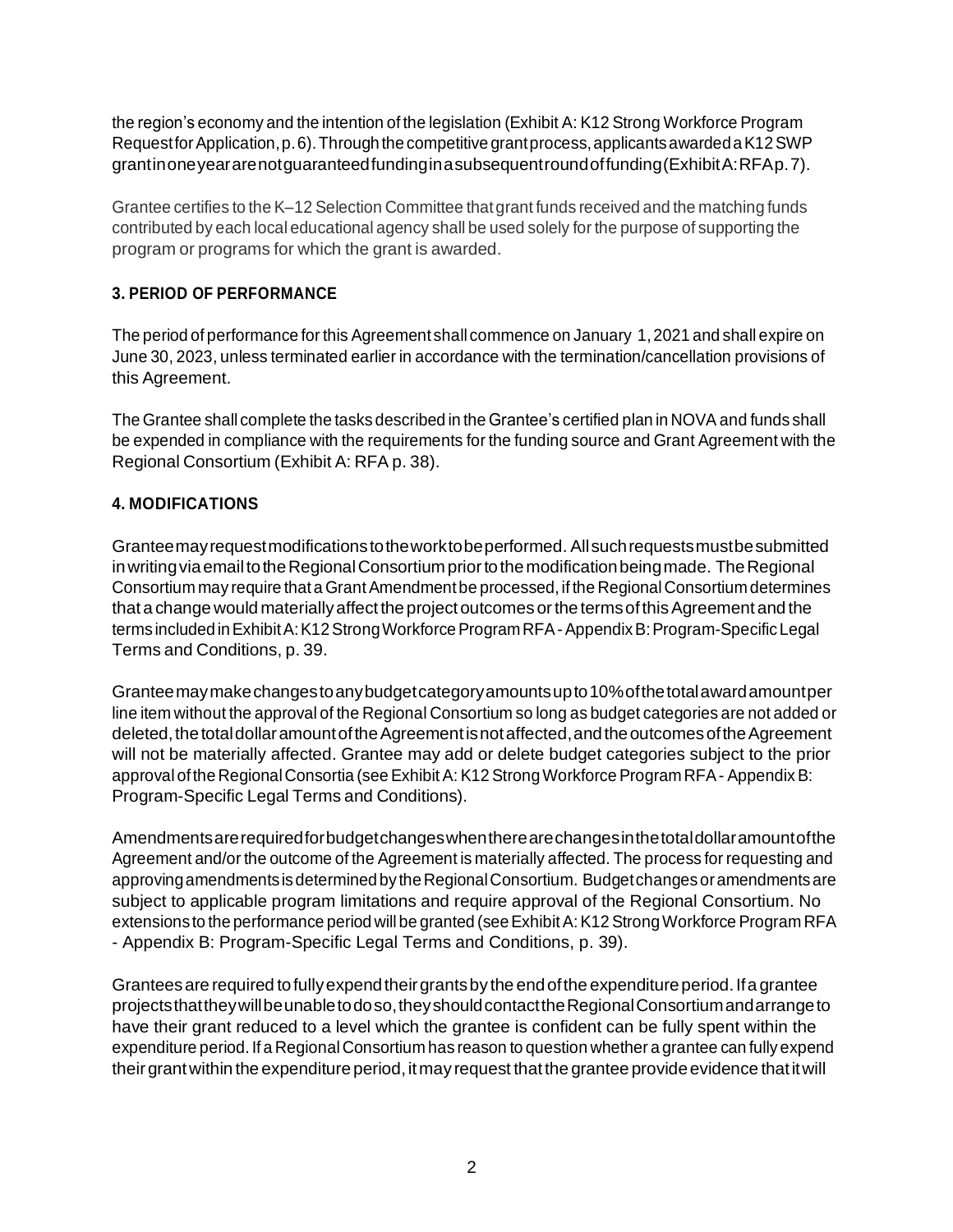the region's economy and the intention of the legislation (Exhibit A: K12 Strong Workforce Program Request for Application, p. 6). Through the competitive grant process, applicants awarded a K12 SWP grant in one year are not guaranteed funding in a subsequent round of funding (Exhibit A: RFA p. 7).

Grantee certifies to the K–12 Selection Committee that grant funds received and the matching funds contributed by each local educational agency shall be used solely for the purpose of supporting the program or programs for which the grant is awarded.

### 3. PERIOD OF PERFORMANCE

The period of performance for this Agreement shall commence on January 1, 2021 and shall expire on June 30, 2023, unless terminated earlier in accordance with the termination/cancellation provisions of this Agreement.

The Grantee shall complete the tasks described in the Grantee's certified plan in NOVA and funds shall be expended in compliance with the requirements for the funding source and Grant Agreement with the Regional Consortium (Exhibit A: RFA p. 38).

### 4. MODIFICATIONS

Grantee may request modifications to the work to be performed. All such requests must be submitted in writing via email to the Regional Consortium prior to the modification being made. The Regional Consortium may require that a Grant Amendment be processed, if the Regional Consortium determines that a change would materially affect the project outcomes or the terms of this Agreement and the terms included in Exhibit A: K12 Strong Workforce Program RFA - Appendix B: Program-Specific Legal Terms and Conditions, p. 39.

Grantee may make changes to any budget category amounts up to 10% of the total award amount per line item without the approval of the Regional Consortium so long as budget categories are not added or deleted, the total dollar amount of the Agreement is not affected, and the outcomes of the Agreement will not be materially affected. Grantee may add or delete budget categories subject to the prior approval of the Regional Consortia (see Exhibit A: K12 Strong Workforce Program RFA - Appendix B: Program-Specific Legal Terms and Conditions).

Amendments are required for budget changes when there are changes in the total dollar amount of the Agreement and/or the outcome of the Agreement is materially affected. The process for requesting and approving amendments is determined by the Regional Consortium. Budget changes or amendments are subject to applicable program limitations and require approval of the Regional Consortium. No extensions to the performance period will be granted (see Exhibit A: K12 Strong Workforce Program RFA - Appendix B: Program-Specific Legal Terms and Conditions, p. 39).

Grantees are required to fully expend their grants by the end of the expenditure period. If a grantee projects that they will be unable to do so, they should contact the Regional Consortium and arrange to have their grant reduced to a level which the grantee is confident can be fully spent within the expenditure period. If a Regional Consortium has reason to question whether a grantee can fully expend their grant within the expenditure period, it may request that the grantee provide evidence that it will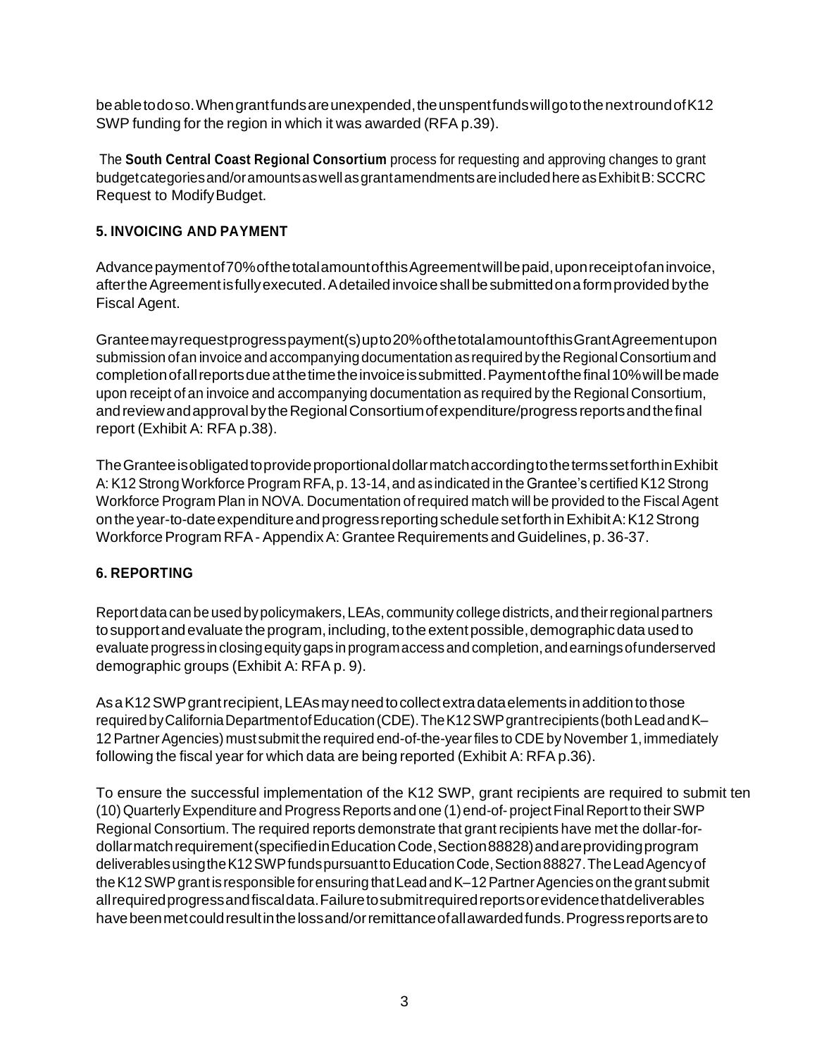be able to do so. When grant funds are unexpended, the unspent funds will go to the next round of K12 SWP funding for the region in which it was awarded (RFA p.39).

The **South Central Coast Regional Consortium** process for requesting and approving changes to grant budget categories and/or amounts as well as grant amendments are included here as Exhibit B: SCCRC Request to Modify Budget.

## 5. INVOICING AND PAYMENT

Advance payment of 70% of the total amount of this Agreement will be paid, upon receipt of an invoice, after the Agreement is fully executed. A detailed invoice shall be submitted on a form provided by the Fiscal Agent.

Grantee may request progress payment(s) up to 20% of the total amount of this Grant Agreement upon submission of an invoice and accompanying documentation as required by the Regional Consortium and completion of all reports due at the time the invoice is submitted. Payment of the final 10% will be made upon receipt of an invoice and accompanying documentation as required by the Regional Consortium, and review and approval by the Regional Consortium of expenditure/progress reports and the final report (Exhibit A: RFA p.38).

The Grantee is obligated to provide proportional dollar match according to the terms set forth in Exhibit A: K12 Strong Workforce Program RFA, p. 13-14, and as indicated in the Grantee's certified K12 Strong Workforce Program Plan in NOVA. Documentation of required match will be provided to the Fiscal Agent on the year-to-date expenditure and progress reporting schedule set forth in Exhibit A: K12 Strong Workforce Program RFA - Appendix A: Grantee Requirements and Guidelines, p. 36-37.

## 6. REPORTING

Report data can be used by policymakers, LEAs, community college districts, and their regional partners to support and evaluate the program, including, to the extent possible, demographic data used to evaluate progress in closing equity gaps in program access and completion, and earnings of underserved demographic groups (Exhibit A: RFA p. 9).

As a K12 SWP grant recipient, LEAs may need to collect extra data elements in addition to those required by California Department of Education (CDE). The K12 SWP grant recipients (both Lead and K–12 Partner Agencies) must submit the required end-of-the-year files to CDE by November 1, immediately following the fiscal year for which data are being reported (Exhibit A: RFA p.36).

To ensure the successful implementation of the K12 SWP, grant recipients are required to submit ten (10) Quarterly Expenditure and Progress Reports and one (1) end-of- project Final Report to their SWP Regional Consortium. The required reports demonstrate that grant recipients have met the dollar-for-dollar match requirement (specified in Education Code, Section 88828) and are providing program deliverables using the K12 SWP funds pursuant to Education Code, Section 88827. The Lead Agency of the K12 SWP grant is responsible for ensuring that Lead and K–12 Partner Agencies on the grant submit all required progress and fiscal data. Failure to submit required reports or evidence that deliverables have been met could result in the loss and/or remittance of all awarded funds. Progress reports are to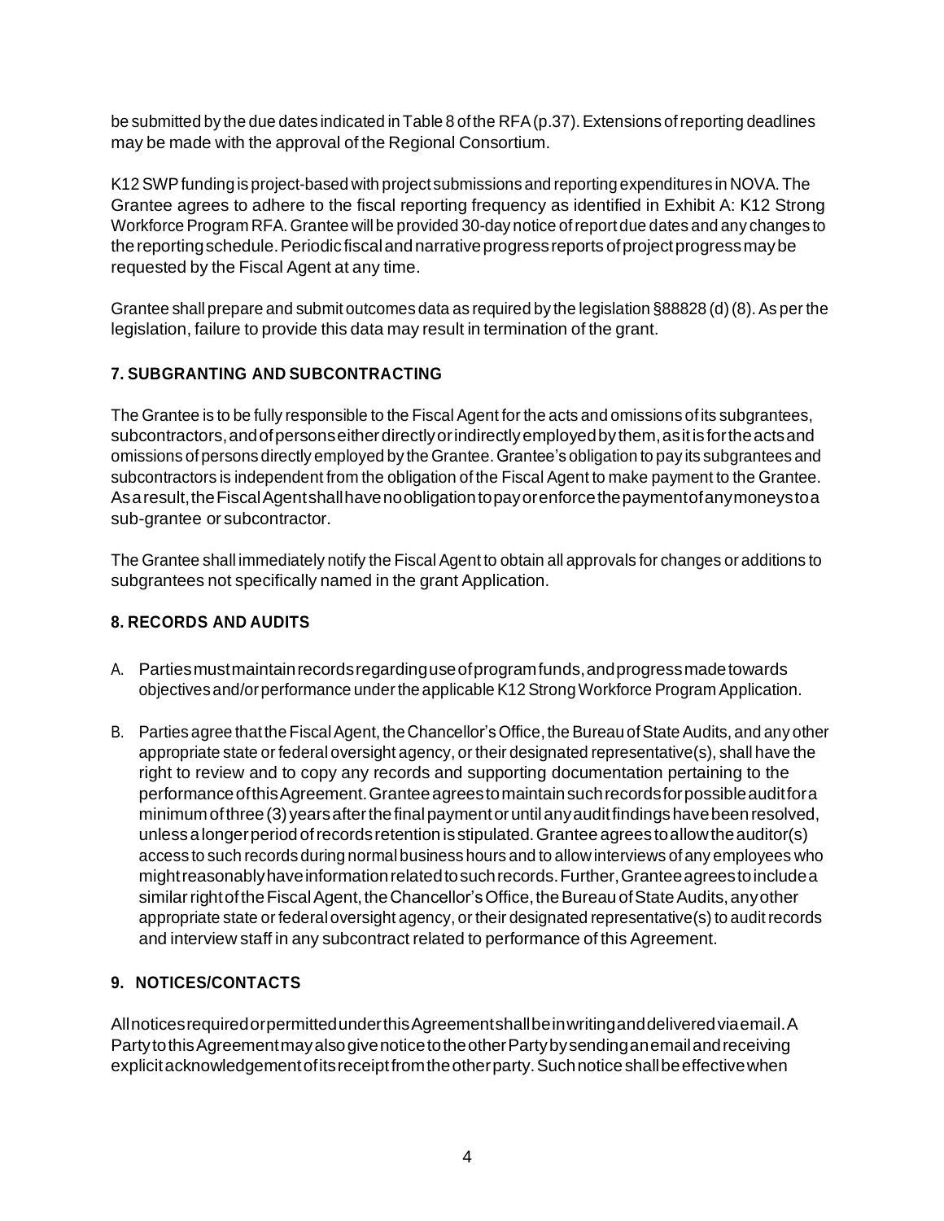be submitted by the due dates indicated in Table 8 of the RFA (p.37). Extensions of reporting deadlines may be made with the approval of the Regional Consortium.

K12 SWP funding is project-based with project submissions and reporting expenditures in NOVA. The Grantee agrees to adhere to the fiscal reporting frequency as identified in Exhibit A: K12 Strong Workforce Program RFA. Grantee will be provided 30-day notice of report due dates and any changes to the reporting schedule. Periodic fiscal and narrative progress reports of project progress may be requested by the Fiscal Agent at any time.

Grantee shall prepare and submit outcomes data as required by the legislation §88828 (d) (8). As per the legislation, failure to provide this data may result in termination of the grant.

### 7. SUBGRANTING AND SUBCONTRACTING

The Grantee is to be fully responsible to the Fiscal Agent for the acts and omissions of its subgrantees, subcontractors, and of persons either directly or indirectly employed by them, as it is for the acts and omissions of persons directly employed by the Grantee. Grantee's obligation to pay its subgrantees and subcontractors is independent from the obligation of the Fiscal Agent to make payment to the Grantee. As a result, the Fiscal Agent shall have no obligation to pay or enforce the payment of any moneys to a sub-grantee or subcontractor.

The Grantee shall immediately notify the Fiscal Agent to obtain all approvals for changes or additions to subgrantees not specifically named in the grant Application.

### 8. RECORDS AND AUDITS

A. Parties must maintain records regarding use of program funds, and progress made towards objectives and/or performance under the applicable K12 Strong Workforce Program Application.

B. Parties agree that the Fiscal Agent, the Chancellor's Office, the Bureau of State Audits, and any other appropriate state or federal oversight agency, or their designated representative(s), shall have the right to review and to copy any records and supporting documentation pertaining to the performance of this Agreement. Grantee agrees to maintain such records for possible audit for a minimum of three (3) years after the final payment or until any audit findings have been resolved, unless a longer period of records retention is stipulated. Grantee agrees to allow the auditor(s) access to such records during normal business hours and to allow interviews of any employees who might reasonably have information related to such records. Further, Grantee agrees to include a similar right of the Fiscal Agent, the Chancellor's Office, the Bureau of State Audits, any other appropriate state or federal oversight agency, or their designated representative(s) to audit records and interview staff in any subcontract related to performance of this Agreement.

### 9. NOTICES/CONTACTS

All notices required or permitted under this Agreement shall be in writing and delivered via email. A Party to this Agreement may also give notice to the other Party by sending an email and receiving explicit acknowledgement of its receipt from the other party. Such notice shall be effective when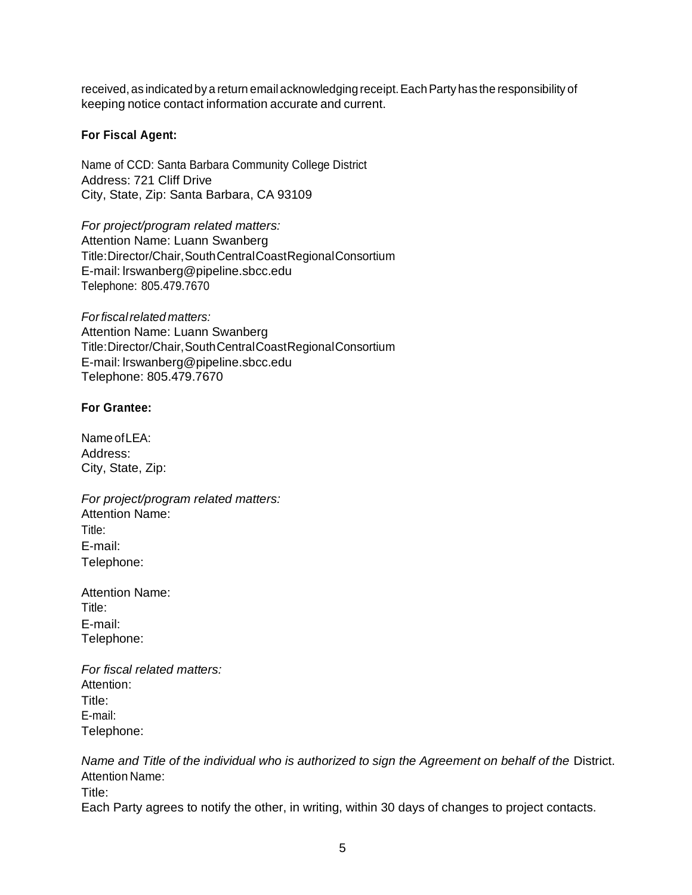received, as indicated by a return email acknowledging receipt. Each Party has the responsibility of keeping notice contact information accurate and current.

**For Fiscal Agent:**

Name of CCD: Santa Barbara Community College District
Address: 721 Cliff Drive
City, State, Zip: Santa Barbara, CA 93109

*For project/program related matters:*
Attention Name: Luann Swanberg
Title: Director/Chair, South Central Coast Regional Consortium
E-mail: lrswanberg@pipeline.sbcc.edu
Telephone: 805.479.7670

*For fiscal related matters:*
Attention Name: Luann Swanberg
Title: Director/Chair, South Central Coast Regional Consortium
E-mail: lrswanberg@pipeline.sbcc.edu
Telephone: 805.479.7670

**For Grantee:**

Name of LEA:
Address:
City, State, Zip:

*For project/program related matters:*
Attention Name:
Title:
E-mail:
Telephone:

Attention Name:
Title:
E-mail:
Telephone:

*For fiscal related matters:*
Attention:
Title:
E-mail:
Telephone:

*Name and Title of the individual who is authorized to sign the Agreement on behalf of the* District.
Attention Name:
Title:
Each Party agrees to notify the other, in writing, within 30 days of changes to project contacts.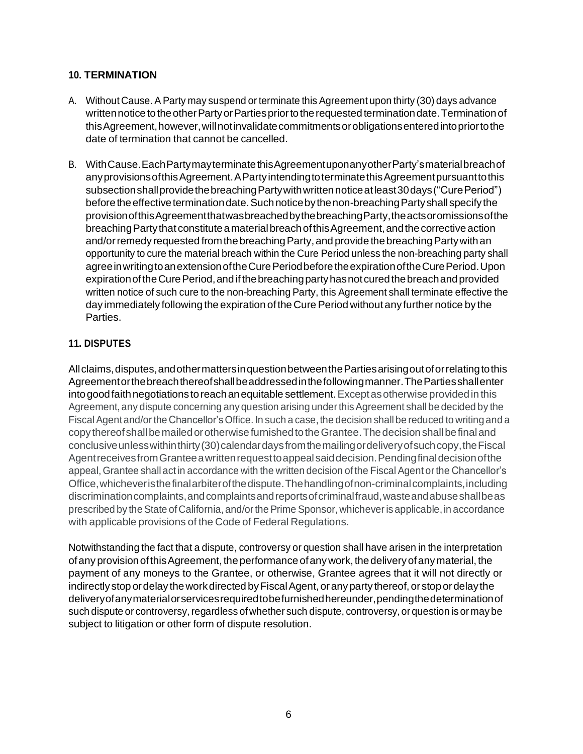### 10. TERMINATION

A. Without Cause. A Party may suspend or terminate this Agreement upon thirty (30) days advance written notice to the other Party or Parties prior to the requested termination date. Termination of this Agreement, however, will not invalidate commitments or obligations entered into prior to the date of termination that cannot be cancelled.

B. With Cause. Each Party may terminate this Agreement upon any other Party's material breach of any provisions of this Agreement. A Party intending to terminate this Agreement pursuant to this subsection shall provide the breaching Party with written notice at least 30 days ("Cure Period") before the effective termination date. Such notice by the non-breaching Party shall specify the provision of this Agreement that was breached by the breaching Party, the acts or omissions of the breaching Party that constitute a material breach of this Agreement, and the corrective action and/or remedy requested from the breaching Party, and provide the breaching Party with an opportunity to cure the material breach within the Cure Period unless the non-breaching party shall agree in writing to an extension of the Cure Period before the expiration of the Cure Period. Upon expiration of the Cure Period, and if the breaching party has not cured the breach and provided written notice of such cure to the non-breaching Party, this Agreement shall terminate effective the day immediately following the expiration of the Cure Period without any further notice by the Parties.

### 11. DISPUTES

All claims, disputes, and other matters in question between the Parties arising out of or relating to this Agreement or the breach thereof shall be addressed in the following manner. The Parties shall enter into good faith negotiations to reach an equitable settlement. Except as otherwise provided in this Agreement, any dispute concerning any question arising under this Agreement shall be decided by the Fiscal Agent and/or the Chancellor's Office. In such a case, the decision shall be reduced to writing and a copy thereof shall be mailed or otherwise furnished to the Grantee. The decision shall be final and conclusive unless within thirty (30) calendar days from the mailing or delivery of such copy, the Fiscal Agent receives from Grantee a written request to appeal said decision. Pending final decision of the appeal, Grantee shall act in accordance with the written decision of the Fiscal Agent or the Chancellor's Office, whichever is the final arbiter of the dispute. The handling of non-criminal complaints, including discrimination complaints, and complaints and reports of criminal fraud, waste and abuse shall be as prescribed by the State of California, and/or the Prime Sponsor, whichever is applicable, in accordance with applicable provisions of the Code of Federal Regulations.

Notwithstanding the fact that a dispute, controversy or question shall have arisen in the interpretation of any provision of this Agreement, the performance of any work, the delivery of any material, the payment of any moneys to the Grantee, or otherwise, Grantee agrees that it will not directly or indirectly stop or delay the work directed by Fiscal Agent, or any party thereof, or stop or delay the delivery of any material or services required to be furnished hereunder, pending the determination of such dispute or controversy, regardless of whether such dispute, controversy, or question is or may be subject to litigation or other form of dispute resolution.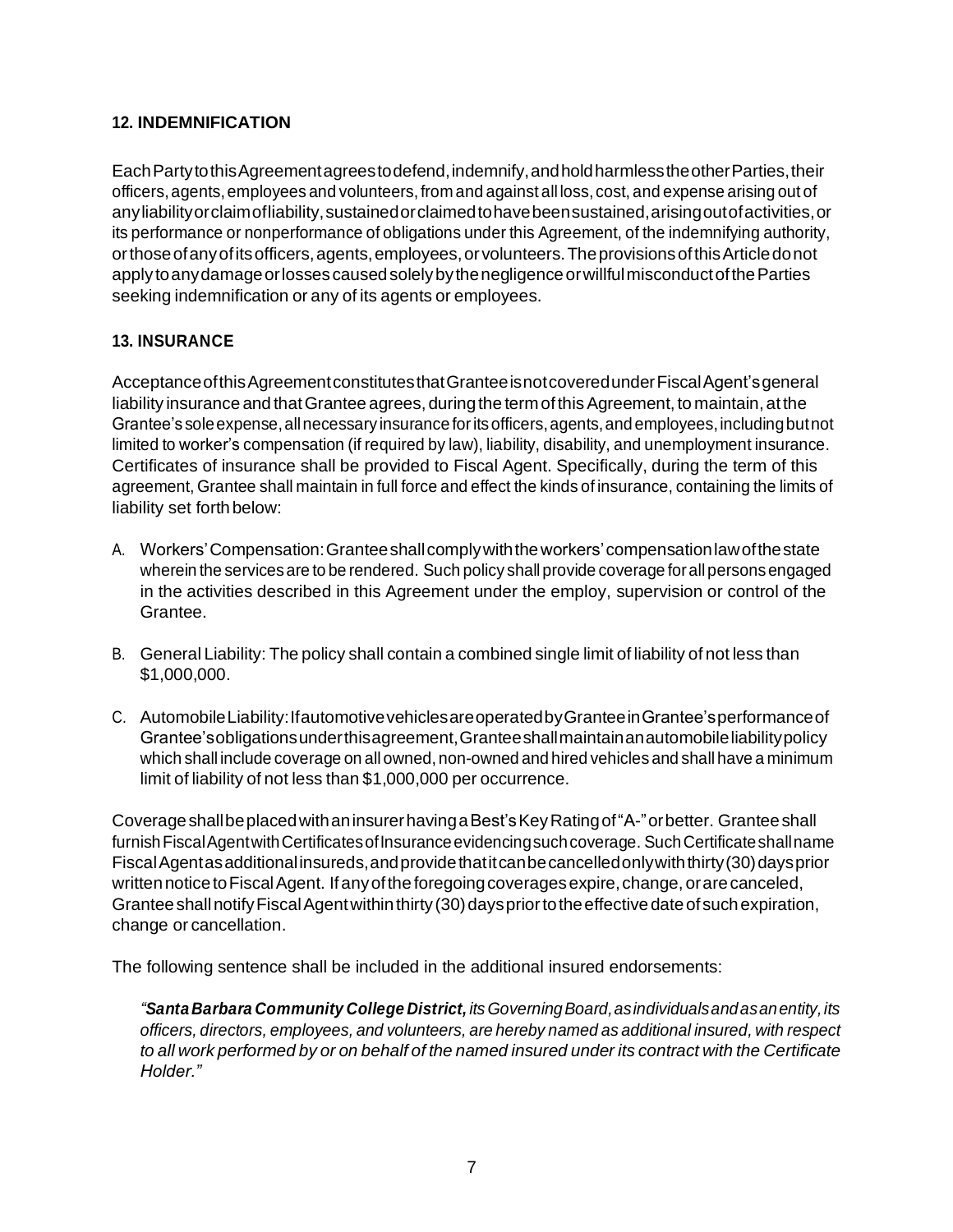**12. INDEMNIFICATION**

Each Party to this Agreement agrees to defend, indemnify, and hold harmless the other Parties, their officers, agents, employees and volunteers, from and against all loss, cost, and expense arising out of any liability or claim of liability, sustained or claimed to have been sustained, arising out of activities, or its performance or nonperformance of obligations under this Agreement, of the indemnifying authority, or those of any of its officers, agents, employees, or volunteers. The provisions of this Article do not apply to any damage or losses caused solely by the negligence or willful misconduct of the Parties seeking indemnification or any of its agents or employees.

**13. INSURANCE**

Acceptance of this Agreement constitutes that Grantee is not covered under Fiscal Agent's general liability insurance and that Grantee agrees, during the term of this Agreement, to maintain, at the Grantee's sole expense, all necessary insurance for its officers, agents, and employees, including but not limited to worker's compensation (if required by law), liability, disability, and unemployment insurance. Certificates of insurance shall be provided to Fiscal Agent. Specifically, during the term of this agreement, Grantee shall maintain in full force and effect the kinds of insurance, containing the limits of liability set forth below:

A. Workers' Compensation: Grantee shall comply with the workers' compensation law of the state wherein the services are to be rendered. Such policy shall provide coverage for all persons engaged in the activities described in this Agreement under the employ, supervision or control of the Grantee.

B. General Liability: The policy shall contain a combined single limit of liability of not less than $1,000,000.

C. Automobile Liability: If automotive vehicles are operated by Grantee in Grantee's performance of Grantee's obligations under this agreement, Grantee shall maintain an automobile liability policy which shall include coverage on all owned, non-owned and hired vehicles and shall have a minimum limit of liability of not less than $1,000,000 per occurrence.

Coverage shall be placed with an insurer having a Best's Key Rating of "A-" or better. Grantee shall furnish Fiscal Agent with Certificates of Insurance evidencing such coverage. Such Certificate shall name Fiscal Agent as additional insureds, and provide that it can be cancelled only with thirty (30) days prior written notice to Fiscal Agent. If any of the foregoing coverages expire, change, or are canceled, Grantee shall notify Fiscal Agent within thirty (30) days prior to the effective date of such expiration, change or cancellation.

The following sentence shall be included in the additional insured endorsements:

> *"**Santa Barbara Community College District,** its Governing Board, as individuals and as an entity, its officers, directors, employees, and volunteers, are hereby named as additional insured, with respect to all work performed by or on behalf of the named insured under its contract with the Certificate Holder."*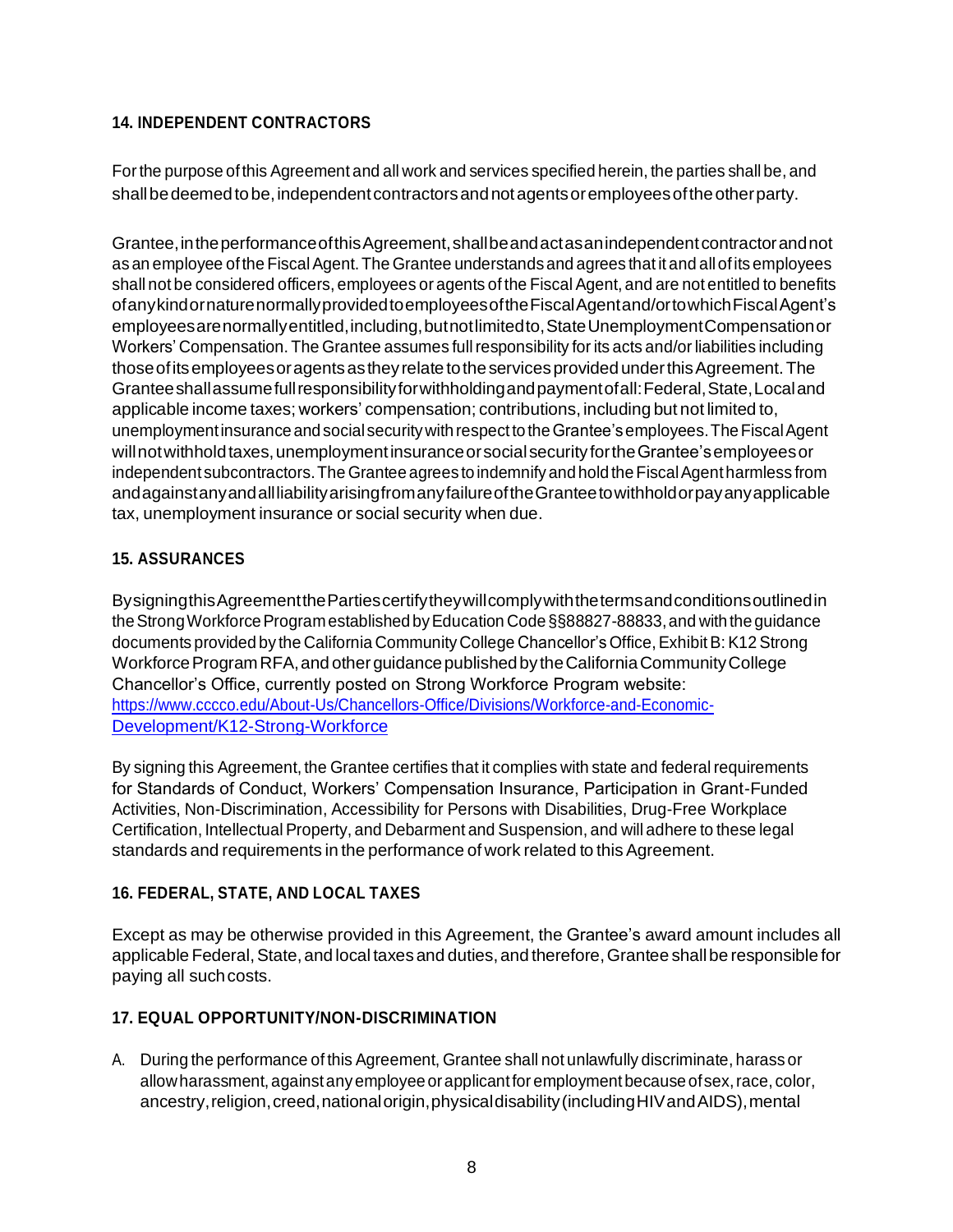**14. INDEPENDENT CONTRACTORS**

For the purpose of this Agreement and all work and services specified herein, the parties shall be, and shall be deemed to be, independent contractors and not agents or employees of the other party.

Grantee, in the performance of this Agreement, shall be and act as an independent contractor and not as an employee of the Fiscal Agent. The Grantee understands and agrees that it and all of its employees shall not be considered officers, employees or agents of the Fiscal Agent, and are not entitled to benefits of any kind or nature normally provided to employees of the Fiscal Agent and/or to which Fiscal Agent's employees are normally entitled, including, but not limited to, State Unemployment Compensation or Workers' Compensation. The Grantee assumes full responsibility for its acts and/or liabilities including those of its employees or agents as they relate to the services provided under this Agreement. The Grantee shall assume full responsibility for withholding and payment of all: Federal, State, Local and applicable income taxes; workers' compensation; contributions, including but not limited to, unemployment insurance and social security with respect to the Grantee's employees. The Fiscal Agent will not withhold taxes, unemployment insurance or social security for the Grantee's employees or independent subcontractors. The Grantee agrees to indemnify and hold the Fiscal Agent harmless from and against any and all liability arising from any failure of the Grantee to withhold or pay any applicable tax, unemployment insurance or social security when due.

**15. ASSURANCES**

By signing this Agreement the Parties certify they will comply with the terms and conditions outlined in the Strong Workforce Program established by Education Code §§88827-88833, and with the guidance documents provided by the California Community College Chancellor's Office, Exhibit B: K12 Strong Workforce Program RFA, and other guidance published by the California Community College Chancellor's Office, currently posted on Strong Workforce Program website: https://www.cccco.edu/About-Us/Chancellors-Office/Divisions/Workforce-and-Economic-Development/K12-Strong-Workforce

By signing this Agreement, the Grantee certifies that it complies with state and federal requirements for Standards of Conduct, Workers' Compensation Insurance, Participation in Grant-Funded Activities, Non-Discrimination, Accessibility for Persons with Disabilities, Drug-Free Workplace Certification, Intellectual Property, and Debarment and Suspension, and will adhere to these legal standards and requirements in the performance of work related to this Agreement.

**16. FEDERAL, STATE, AND LOCAL TAXES**

Except as may be otherwise provided in this Agreement, the Grantee's award amount includes all applicable Federal, State, and local taxes and duties, and therefore, Grantee shall be responsible for paying all such costs.

**17. EQUAL OPPORTUNITY/NON-DISCRIMINATION**

A. During the performance of this Agreement, Grantee shall not unlawfully discriminate, harass or allow harassment, against any employee or applicant for employment because of sex, race, color, ancestry, religion, creed, national origin, physical disability (including HIV and AIDS), mental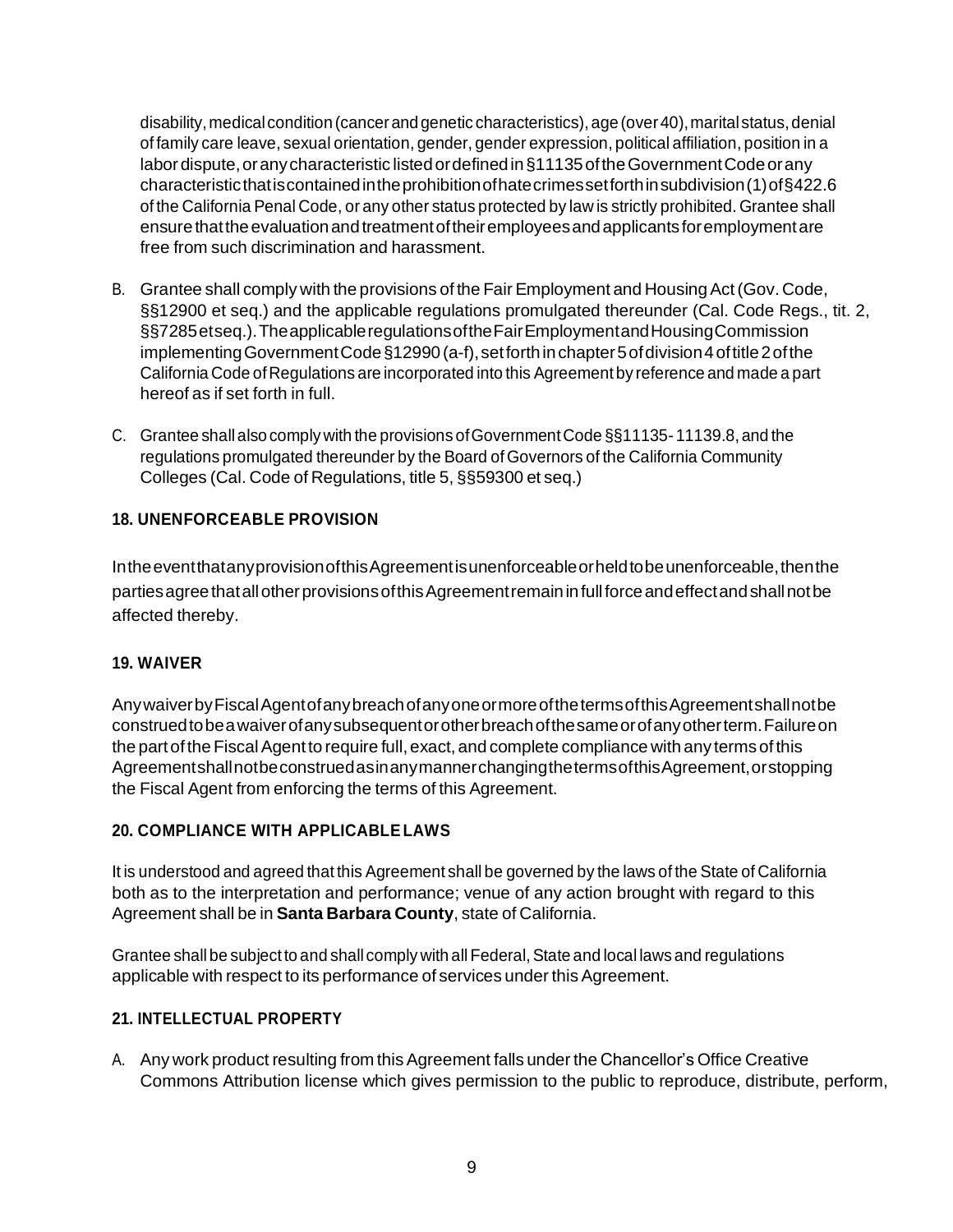disability, medical condition (cancer and genetic characteristics), age (over 40), marital status, denial of family care leave, sexual orientation, gender, gender expression, political affiliation, position in a labor dispute, or any characteristic listed or defined in §11135 of the Government Code or any characteristic that is contained in the prohibition of hate crimes set forth in subdivision (1) of §422.6 of the California Penal Code, or any other status protected by law is strictly prohibited. Grantee shall ensure that the evaluation and treatment of their employees and applicants for employment are free from such discrimination and harassment.

B. Grantee shall comply with the provisions of the Fair Employment and Housing Act (Gov. Code, §§12900 et seq.) and the applicable regulations promulgated thereunder (Cal. Code Regs., tit. 2, §§7285 et seq.). The applicable regulations of the Fair Employment and Housing Commission implementing Government Code §12990 (a-f), set forth in chapter 5 of division 4 of title 2 of the California Code of Regulations are incorporated into this Agreement by reference and made a part hereof as if set forth in full.

C. Grantee shall also comply with the provisions of Government Code §§11135- 11139.8, and the regulations promulgated thereunder by the Board of Governors of the California Community Colleges (Cal. Code of Regulations, title 5, §§59300 et seq.)

### 18. UNENFORCEABLE PROVISION

In the event that any provision of this Agreement is unenforceable or held to be unenforceable, then the parties agree that all other provisions of this Agreement remain in full force and effect and shall not be affected thereby.

### 19. WAIVER

Any waiver by Fiscal Agent of any breach of any one or more of the terms of this Agreement shall not be construed to be a waiver of any subsequent or other breach of the same or of any other term. Failure on the part of the Fiscal Agent to require full, exact, and complete compliance with any terms of this Agreement shall not be construed as in any manner changing the terms of this Agreement, or stopping the Fiscal Agent from enforcing the terms of this Agreement.

### 20. COMPLIANCE WITH APPLICABLE LAWS

It is understood and agreed that this Agreement shall be governed by the laws of the State of California both as to the interpretation and performance; venue of any action brought with regard to this Agreement shall be in **Santa Barbara County**, state of California.

Grantee shall be subject to and shall comply with all Federal, State and local laws and regulations applicable with respect to its performance of services under this Agreement.

### 21. INTELLECTUAL PROPERTY

A. Any work product resulting from this Agreement falls under the Chancellor's Office Creative Commons Attribution license which gives permission to the public to reproduce, distribute, perform,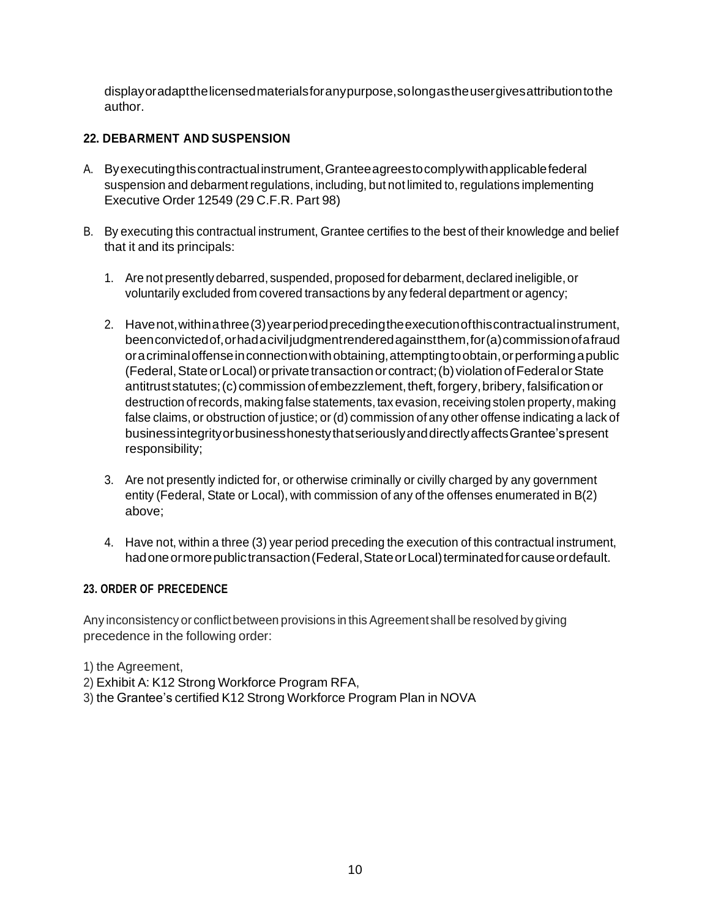display or adapt the licensed materials for any purpose, so long as the user gives attribution to the author.

### 22. DEBARMENT AND SUSPENSION

A. By executing this contractual instrument, Grantee agrees to comply with applicable federal suspension and debarment regulations, including, but not limited to, regulations implementing Executive Order 12549 (29 C.F.R. Part 98)

B. By executing this contractual instrument, Grantee certifies to the best of their knowledge and belief that it and its principals:

   1. Are not presently debarred, suspended, proposed for debarment, declared ineligible, or voluntarily excluded from covered transactions by any federal department or agency;

   2. Have not, within a three (3) year period preceding the execution of this contractual instrument, been convicted of, or had a civil judgment rendered against them, for (a) commission of a fraud or a criminal offense in connection with obtaining, attempting to obtain, or performing a public (Federal, State or Local) or private transaction or contract; (b) violation of Federal or State antitrust statutes; (c) commission of embezzlement, theft, forgery, bribery, falsification or destruction of records, making false statements, tax evasion, receiving stolen property, making false claims, or obstruction of justice; or (d) commission of any other offense indicating a lack of business integrity or business honesty that seriously and directly affects Grantee's present responsibility;

   3. Are not presently indicted for, or otherwise criminally or civilly charged by any government entity (Federal, State or Local), with commission of any of the offenses enumerated in B(2) above;

   4. Have not, within a three (3) year period preceding the execution of this contractual instrument, had one or more public transaction (Federal, State or Local) terminated for cause or default.

### 23. ORDER OF PRECEDENCE

Any inconsistency or conflict between provisions in this Agreement shall be resolved by giving precedence in the following order:

1) the Agreement,
2) Exhibit A: K12 Strong Workforce Program RFA,
3) the Grantee's certified K12 Strong Workforce Program Plan in NOVA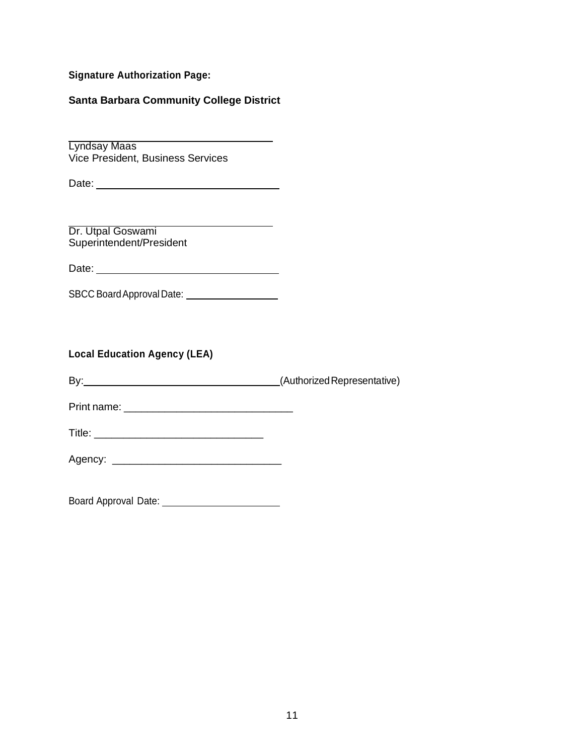**Signature Authorization Page:**

**Santa Barbara Community College District**

______________________________________

Lyndsay Maas
Vice President, Business Services

Date: ______________________________

______________________________________

Dr. Utpal Goswami
Superintendent/President

Date: ______________________________

SBCC Board Approval Date: ________________

**Local Education Agency (LEA)**

By: __________________________________ (Authorized Representative)

Print name: ____________________________

Title: ____________________________

Agency: ____________________________

Board Approval Date: ______________________